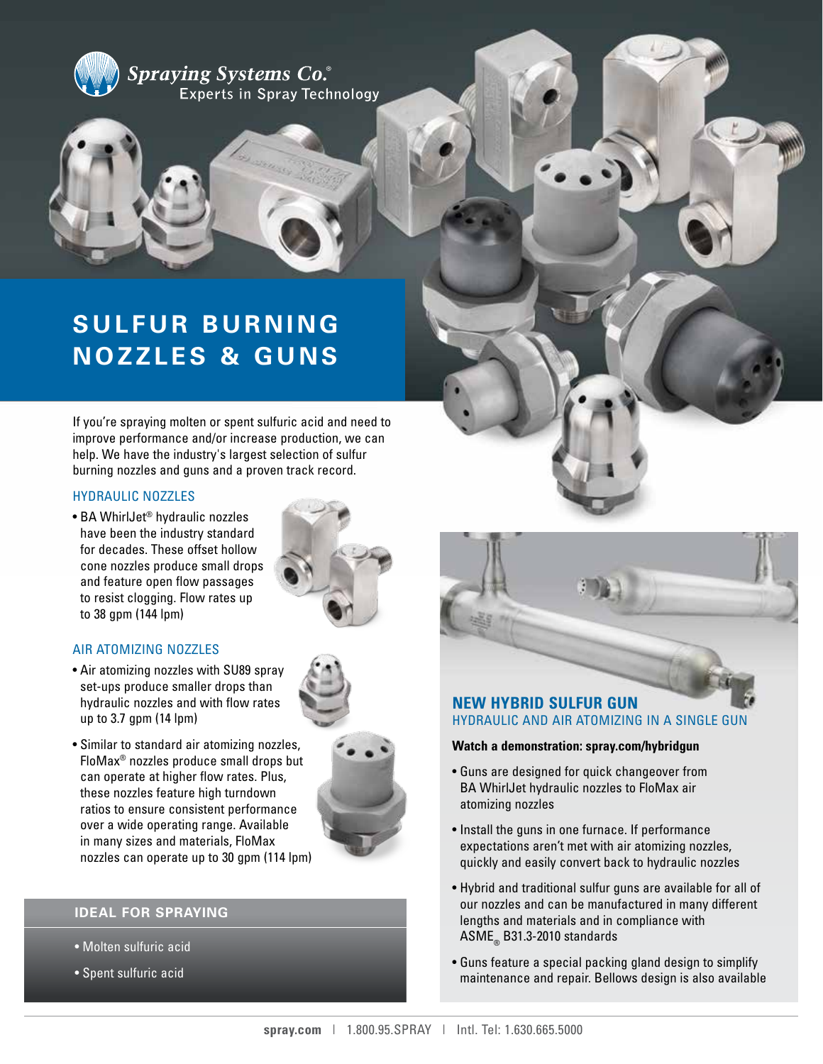Spraying Systems Co.®
Experts in Spray Technology

# SULFUR BURNING NOZZLES & GUNS

If you're spraying molten or spent sulfuric acid and need to improve performance and/or increase production, we can help. We have the industry's largest selection of sulfur burning nozzles and guns and a proven track record.

## HYDRAULIC NOZZLES

- BA WhirlJet® hydraulic nozzles have been the industry standard for decades. These offset hollow cone nozzles produce small drops and feature open flow passages to resist clogging. Flow rates up to 38 gpm (144 lpm)

## AIR ATOMIZING NOZZLES

- Air atomizing nozzles with SU89 spray set-ups produce smaller drops than hydraulic nozzles and with flow rates up to 3.7 gpm (14 lpm)
- Similar to standard air atomizing nozzles, FloMax® nozzles produce small drops but can operate at higher flow rates. Plus, these nozzles feature high turndown ratios to ensure consistent performance over a wide operating range. Available in many sizes and materials, FloMax nozzles can operate up to 30 gpm (114 lpm)

### IDEAL FOR SPRAYING

- Molten sulfuric acid
- Spent sulfuric acid

## NEW HYBRID SULFUR GUN

### HYDRAULIC AND AIR ATOMIZING IN A SINGLE GUN

**Watch a demonstration: spray.com/hybridgun**

- Guns are designed for quick changeover from BA WhirlJet hydraulic nozzles to FloMax air atomizing nozzles
- Install the guns in one furnace. If performance expectations aren't met with air atomizing nozzles, quickly and easily convert back to hydraulic nozzles
- Hybrid and traditional sulfur guns are available for all of our nozzles and can be manufactured in many different lengths and materials and in compliance with ASME® B31.3-2010 standards
- Guns feature a special packing gland design to simplify maintenance and repair. Bellows design is also available

spray.com | 1.800.95.SPRAY | Intl. Tel: 1.630.665.5000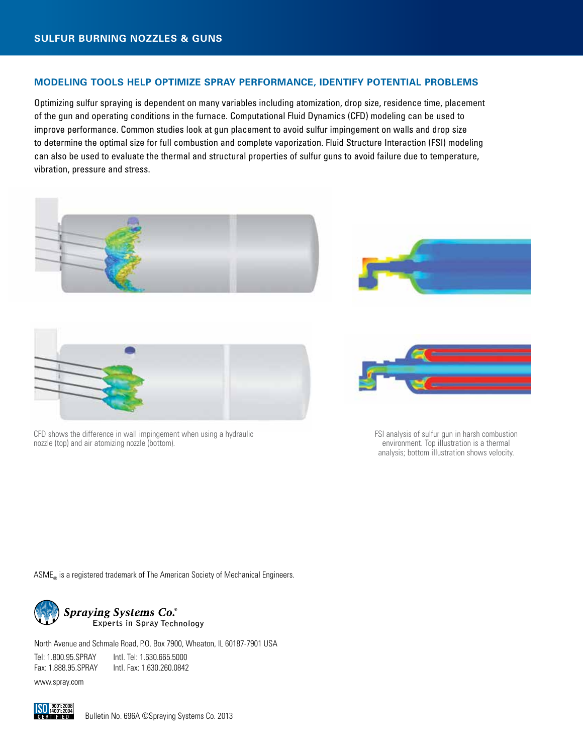## MODELING TOOLS HELP OPTIMIZE SPRAY PERFORMANCE, IDENTIFY POTENTIAL PROBLEMS

Optimizing sulfur spraying is dependent on many variables including atomization, drop size, residence time, placement of the gun and operating conditions in the furnace. Computational Fluid Dynamics (CFD) modeling can be used to improve performance. Common studies look at gun placement to avoid sulfur impingement on walls and drop size to determine the optimal size for full combustion and complete vaporization. Fluid Structure Interaction (FSI) modeling can also be used to evaluate the thermal and structural properties of sulfur guns to avoid failure due to temperature, vibration, pressure and stress.

CFD shows the difference in wall impingement when using a hydraulic nozzle (top) and air atomizing nozzle (bottom).

FSI analysis of sulfur gun in harsh combustion environment. Top illustration is a thermal analysis; bottom illustration shows velocity.

ASME® is a registered trademark of The American Society of Mechanical Engineers.

**Spraying Systems Co.®**
Experts in Spray Technology

North Avenue and Schmale Road, P.O. Box 7900, Wheaton, IL 60187-7901 USA

Tel: 1.800.95.SPRAY Intl. Tel: 1.630.665.5000
Fax: 1.888.95.SPRAY Intl. Fax: 1.630.260.0842

www.spray.com

ISO 9001:2008 14001:2004 CERTIFIED

Bulletin No. 696A ©Spraying Systems Co. 2013